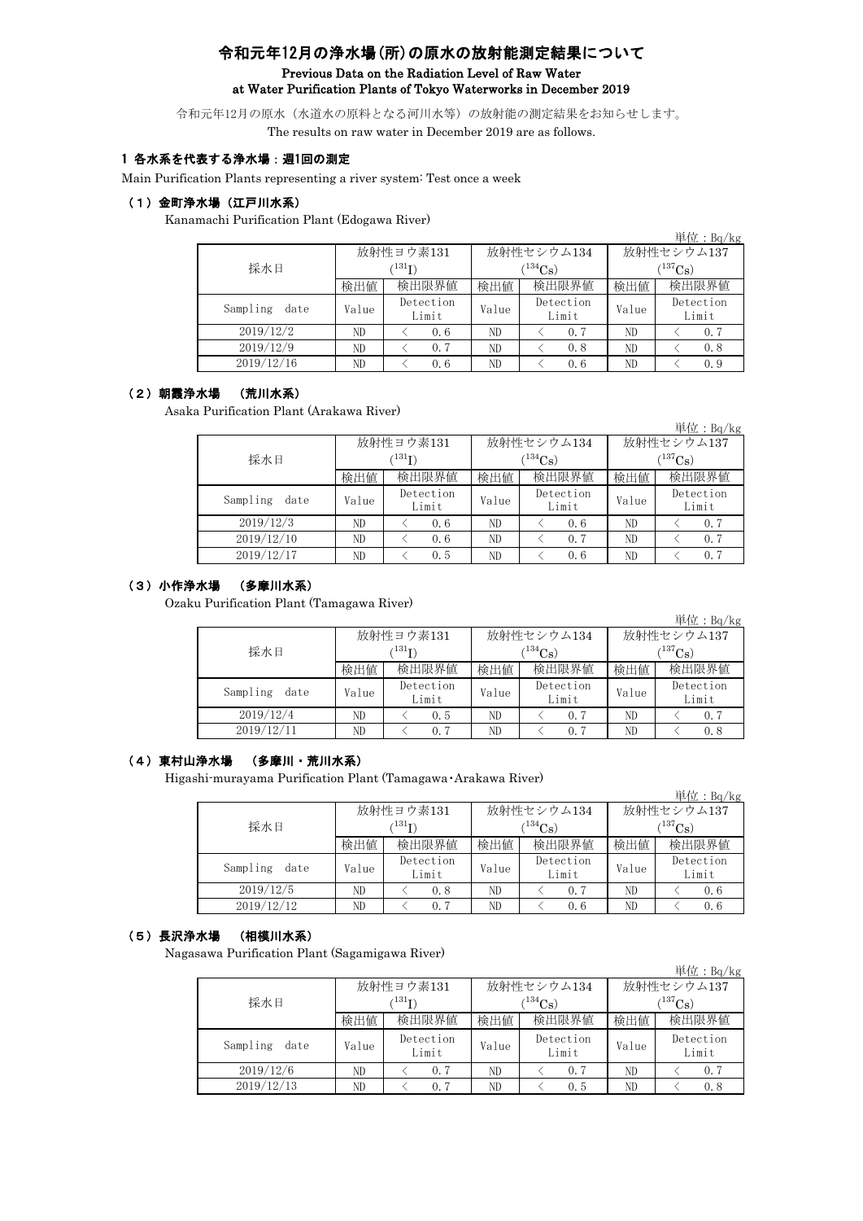# 令和元年12月の浄水場(所)の原水の放射能測定結果について

## Previous Data on the Radiation Level of Raw Water at Water Purification Plants of Tokyo Waterworks in December 2019

令和元年12月の原水（水道水の原料となる河川水等）の放射能の測定結果をお知らせします。

The results on raw water in December 2019 are as follows.

### 1 各水系を代表する浄水場：週1回の測定

Main Purification Plants representing a river system: Test once a week

#### （1）金町浄水場（江戸川水系）

Kanamachi Purification Plant (Edogawa River)

単位：Bq/kg

| 採水日 | 放射性ヨウ素131 ($^{131}I$) | | 放射性セシウム134 ($^{134}Cs$) | | 放射性セシウム137 ($^{137}Cs$) | |
|---|---|---|---|---|---|---|
| | 検出値 | 検出限界値 | 検出値 | 検出限界値 | 検出値 | 検出限界値 |
| Sampling date | Value | Detection Limit | Value | Detection Limit | Value | Detection Limit |
| 2019/12/2 | ND | < 0.6 | ND | < 0.7 | ND | < 0.7 |
| 2019/12/9 | ND | < 0.7 | ND | < 0.8 | ND | < 0.8 |
| 2019/12/16 | ND | < 0.6 | ND | < 0.6 | ND | < 0.9 |

#### （2）朝霞浄水場 （荒川水系）

Asaka Purification Plant (Arakawa River)

単位：Bq/kg

| 採水日 | 放射性ヨウ素131 ($^{131}I$) | | 放射性セシウム134 ($^{134}Cs$) | | 放射性セシウム137 ($^{137}Cs$) | |
|---|---|---|---|---|---|---|
| | 検出値 | 検出限界値 | 検出値 | 検出限界値 | 検出値 | 検出限界値 |
| Sampling date | Value | Detection Limit | Value | Detection Limit | Value | Detection Limit |
| 2019/12/3 | ND | < 0.6 | ND | < 0.6 | ND | < 0.7 |
| 2019/12/10 | ND | < 0.6 | ND | < 0.7 | ND | < 0.7 |
| 2019/12/17 | ND | < 0.5 | ND | < 0.6 | ND | < 0.7 |

#### （3）小作浄水場 （多摩川水系）

Ozaku Purification Plant (Tamagawa River)

単位：Bq/kg

| 採水日 | 放射性ヨウ素131 ($^{131}I$) | | 放射性セシウム134 ($^{134}Cs$) | | 放射性セシウム137 ($^{137}Cs$) | |
|---|---|---|---|---|---|---|
| | 検出値 | 検出限界値 | 検出値 | 検出限界値 | 検出値 | 検出限界値 |
| Sampling date | Value | Detection Limit | Value | Detection Limit | Value | Detection Limit |
| 2019/12/4 | ND | < 0.5 | ND | < 0.7 | ND | < 0.7 |
| 2019/12/11 | ND | < 0.7 | ND | < 0.7 | ND | < 0.8 |

#### （4）東村山浄水場 （多摩川・荒川水系）

Higashi-murayama Purification Plant (Tamagawa･Arakawa River)

単位：Bq/kg

| 採水日 | 放射性ヨウ素131 ($^{131}I$) | | 放射性セシウム134 ($^{134}Cs$) | | 放射性セシウム137 ($^{137}Cs$) | |
|---|---|---|---|---|---|---|
| | 検出値 | 検出限界値 | 検出値 | 検出限界値 | 検出値 | 検出限界値 |
| Sampling date | Value | Detection Limit | Value | Detection Limit | Value | Detection Limit |
| 2019/12/5 | ND | < 0.8 | ND | < 0.7 | ND | < 0.6 |
| 2019/12/12 | ND | < 0.7 | ND | < 0.6 | ND | < 0.6 |

#### （5）長沢浄水場 （相模川水系）

Nagasawa Purification Plant (Sagamigawa River)

単位：Bq/kg

| 採水日 | 放射性ヨウ素131 ($^{131}I$) | | 放射性セシウム134 ($^{134}Cs$) | | 放射性セシウム137 ($^{137}Cs$) | |
|---|---|---|---|---|---|---|
| | 検出値 | 検出限界値 | 検出値 | 検出限界値 | 検出値 | 検出限界値 |
| Sampling date | Value | Detection Limit | Value | Detection Limit | Value | Detection Limit |
| 2019/12/6 | ND | < 0.7 | ND | < 0.7 | ND | < 0.7 |
| 2019/12/13 | ND | < 0.7 | ND | < 0.5 | ND | < 0.8 |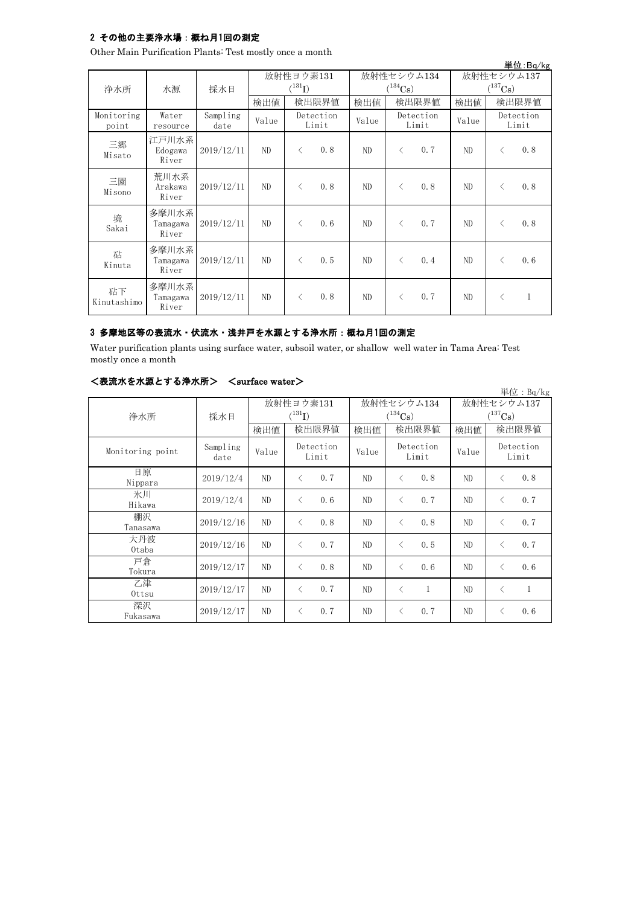## 2 その他の主要浄水場：概ね月1回の測定

Other Main Purification Plants: Test mostly once a month

単位:Bq/kg

| 浄水所 | 水源 | 採水日 | 放射性ヨウ素131 ($^{131}I$) | | | 放射性セシウム134 ($^{134}Cs$) | | | 放射性セシウム137 ($^{137}Cs$) | | |
|---|---|---|---|---|---|---|---|---|---|---|---|
| | | | 検出値 | 検出限界値 | | 検出値 | 検出限界値 | | 検出値 | 検出限界値 | |
| Monitoring point | Water resource | Sampling date | Value | Detection Limit | | Value | Detection Limit | | Value | Detection Limit | |
| 三郷 Misato | 江戸川水系 Edogawa River | 2019/12/11 | ND | < | 0.8 | ND | < | 0.7 | ND | < | 0.8 |
| 三園 Misono | 荒川水系 Arakawa River | 2019/12/11 | ND | < | 0.8 | ND | < | 0.8 | ND | < | 0.8 |
| 境 Sakai | 多摩川水系 Tamagawa River | 2019/12/11 | ND | < | 0.6 | ND | < | 0.7 | ND | < | 0.8 |
| 砧 Kinuta | 多摩川水系 Tamagawa River | 2019/12/11 | ND | < | 0.5 | ND | < | 0.4 | ND | < | 0.6 |
| 砧下 Kinutashimo | 多摩川水系 Tamagawa River | 2019/12/11 | ND | < | 0.8 | ND | < | 0.7 | ND | < | 1 |

## 3 多摩地区等の表流水・伏流水・浅井戸を水源とする浄水所：概ね月1回の測定

Water purification plants using surface water, subsoil water, or shallow well water in Tama Area: Test mostly once a month

### <表流水を水源とする浄水所> <surface water>

単位：Bq/kg

| 浄水所 | 採水日 | 放射性ヨウ素131 ($^{131}I$) | | | 放射性セシウム134 ($^{134}Cs$) | | | 放射性セシウム137 ($^{137}Cs$) | | |
|---|---|---|---|---|---|---|---|---|---|---|
| | | 検出値 | 検出限界値 | | 検出値 | 検出限界値 | | 検出値 | 検出限界値 | |
| Monitoring point | Sampling date | Value | Detection Limit | | Value | Detection Limit | | Value | Detection Limit | |
| 日原 Nippara | 2019/12/4 | ND | < | 0.7 | ND | < | 0.8 | ND | < | 0.8 |
| 氷川 Hikawa | 2019/12/4 | ND | < | 0.6 | ND | < | 0.7 | ND | < | 0.7 |
| 棚沢 Tanasawa | 2019/12/16 | ND | < | 0.8 | ND | < | 0.8 | ND | < | 0.7 |
| 大丹波 Otaba | 2019/12/16 | ND | < | 0.7 | ND | < | 0.5 | ND | < | 0.7 |
| 戸倉 Tokura | 2019/12/17 | ND | < | 0.8 | ND | < | 0.6 | ND | < | 0.6 |
| 乙津 Ottsu | 2019/12/17 | ND | < | 0.7 | ND | < | 1 | ND | < | 1 |
| 深沢 Fukasawa | 2019/12/17 | ND | < | 0.7 | ND | < | 0.7 | ND | < | 0.6 |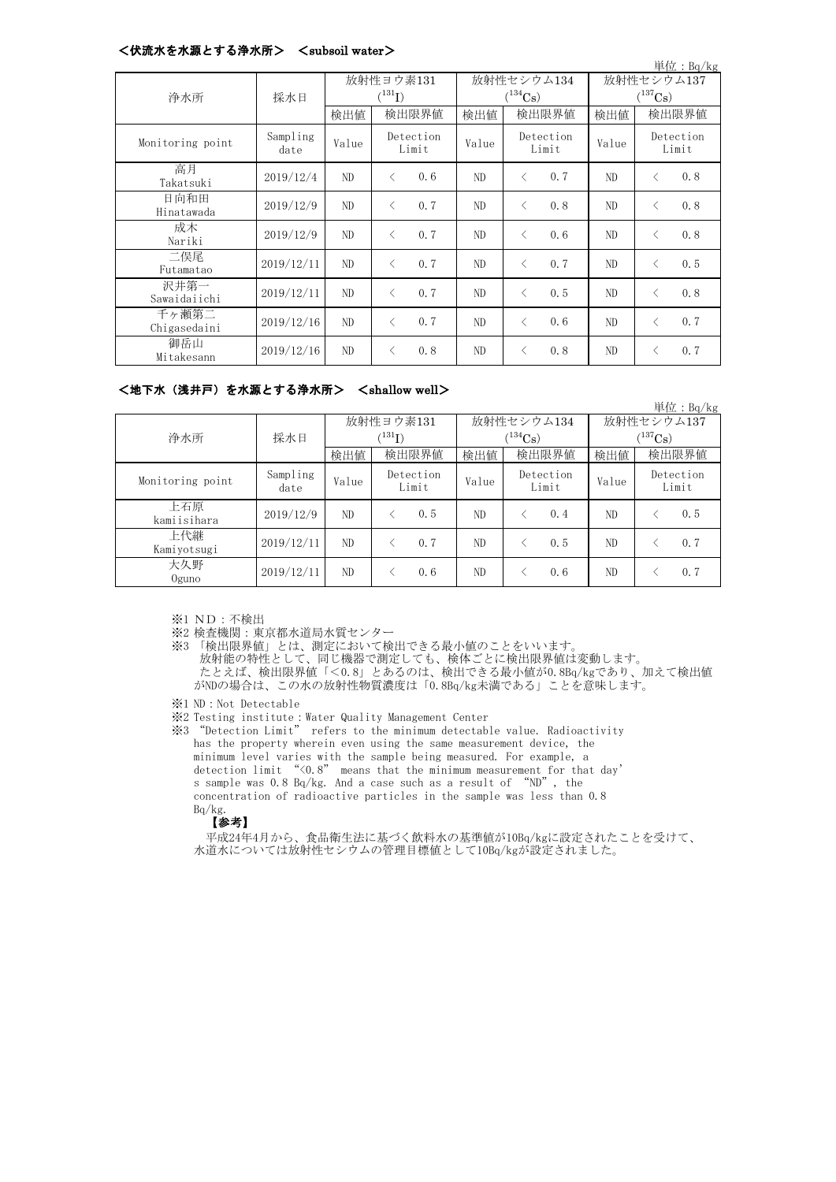### ＜伏流水を水源とする浄水所＞　＜subsoil water＞

単位：Bq/kg

| 浄水所 | 採水日 | 放射性ヨウ素131 ($^{131}I$) | | | 放射性セシウム134 ($^{134}Cs$) | | | 放射性セシウム137 ($^{137}Cs$) | | |
|---|---|---|---|---|---|---|---|---|---|---|
| | | 検出値 | 検出限界値 | | 検出値 | 検出限界値 | | 検出値 | 検出限界値 | |
| Monitoring point | Sampling date | Value | Detection Limit | | Value | Detection Limit | | Value | Detection Limit | |
| 高月 Takatsuki | 2019/12/4 | ND | < | 0.6 | ND | < | 0.7 | ND | < | 0.8 |
| 日向和田 Hinatawada | 2019/12/9 | ND | < | 0.7 | ND | < | 0.8 | ND | < | 0.8 |
| 成木 Nariki | 2019/12/9 | ND | < | 0.7 | ND | < | 0.6 | ND | < | 0.8 |
| 二俣尾 Futamatao | 2019/12/11 | ND | < | 0.7 | ND | < | 0.7 | ND | < | 0.5 |
| 沢井第一 Sawaidaiichi | 2019/12/11 | ND | < | 0.7 | ND | < | 0.5 | ND | < | 0.8 |
| 千ヶ瀬第二 Chigasedaini | 2019/12/16 | ND | < | 0.7 | ND | < | 0.6 | ND | < | 0.7 |
| 御岳山 Mitakesann | 2019/12/16 | ND | < | 0.8 | ND | < | 0.8 | ND | < | 0.7 |

### ＜地下水（浅井戸）を水源とする浄水所＞　＜shallow well＞

単位：Bq/kg

| 浄水所 | 採水日 | 放射性ヨウ素131 ($^{131}I$) | | | 放射性セシウム134 ($^{134}Cs$) | | | 放射性セシウム137 ($^{137}Cs$) | | |
|---|---|---|---|---|---|---|---|---|---|---|
| | | 検出値 | 検出限界値 | | 検出値 | 検出限界値 | | 検出値 | 検出限界値 | |
| Monitoring point | Sampling date | Value | Detection Limit | | Value | Detection Limit | | Value | Detection Limit | |
| 上石原 kamiisihara | 2019/12/9 | ND | < | 0.5 | ND | < | 0.4 | ND | < | 0.5 |
| 上代継 Kamiyotsugi | 2019/12/11 | ND | < | 0.7 | ND | < | 0.5 | ND | < | 0.7 |
| 大久野 Oguno | 2019/12/11 | ND | < | 0.6 | ND | < | 0.6 | ND | < | 0.7 |

※1 ＮＤ：不検出

※2 検査機関：東京都水道局水質センター

※3 「検出限界値」とは、測定において検出できる最小値のことをいいます。
放射能の特性として、同じ機器で測定しても、検体ごとに検出限界値は変動します。
たとえば、検出限界値「<0.8」とあるのは、検出できる最小値が0.8Bq/kgであり、加えて検出値がNDの場合は、この水の放射性物質濃度は「0.8Bq/kg未満である」ことを意味します。

※1 ND：Not Detectable

※2 Testing institute：Water Quality Management Center

※3 "Detection Limit" refers to the minimum detectable value. Radioactivity has the property wherein even using the same measurement device, the minimum level varies with the sample being measured. For example, a detection limit "<0.8" means that the minimum measurement for that day's sample was 0.8 Bq/kg. And a case such as a result of "ND", the concentration of radioactive particles in the sample was less than 0.8 Bq/kg.

【参考】

平成24年4月から、食品衛生法に基づく飲料水の基準値が10Bq/kgに設定されたことを受けて、水道水については放射性セシウムの管理目標値として10Bq/kgが設定されました。